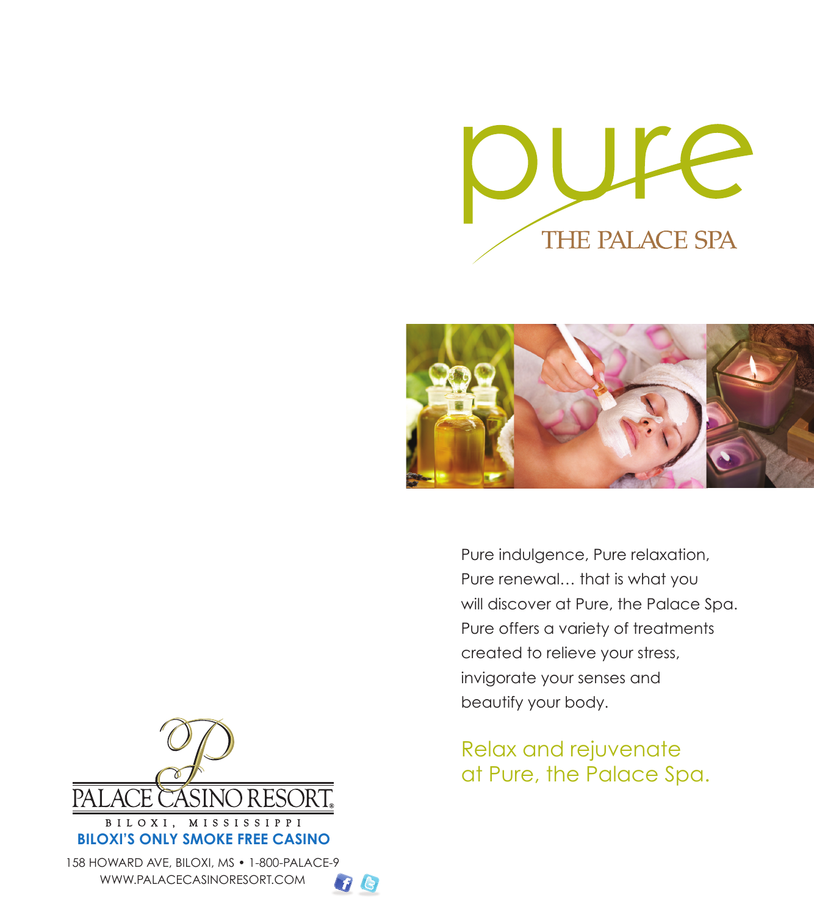# pure

## THE PALACE SPA

Pure indulgence, Pure relaxation, Pure renewal… that is what you will discover at Pure, the Palace Spa. Pure offers a variety of treatments created to relieve your stress, invigorate your senses and beautify your body.

Relax and rejuvenate at Pure, the Palace Spa.

PALACE CASINO RESORT®

BILOXI, MISSISSIPPI

**BILOXI'S ONLY SMOKE FREE CASINO**

158 HOWARD AVE, BILOXI, MS • 1-800-PALACE-9

WWW.PALACECASINORESORT.COM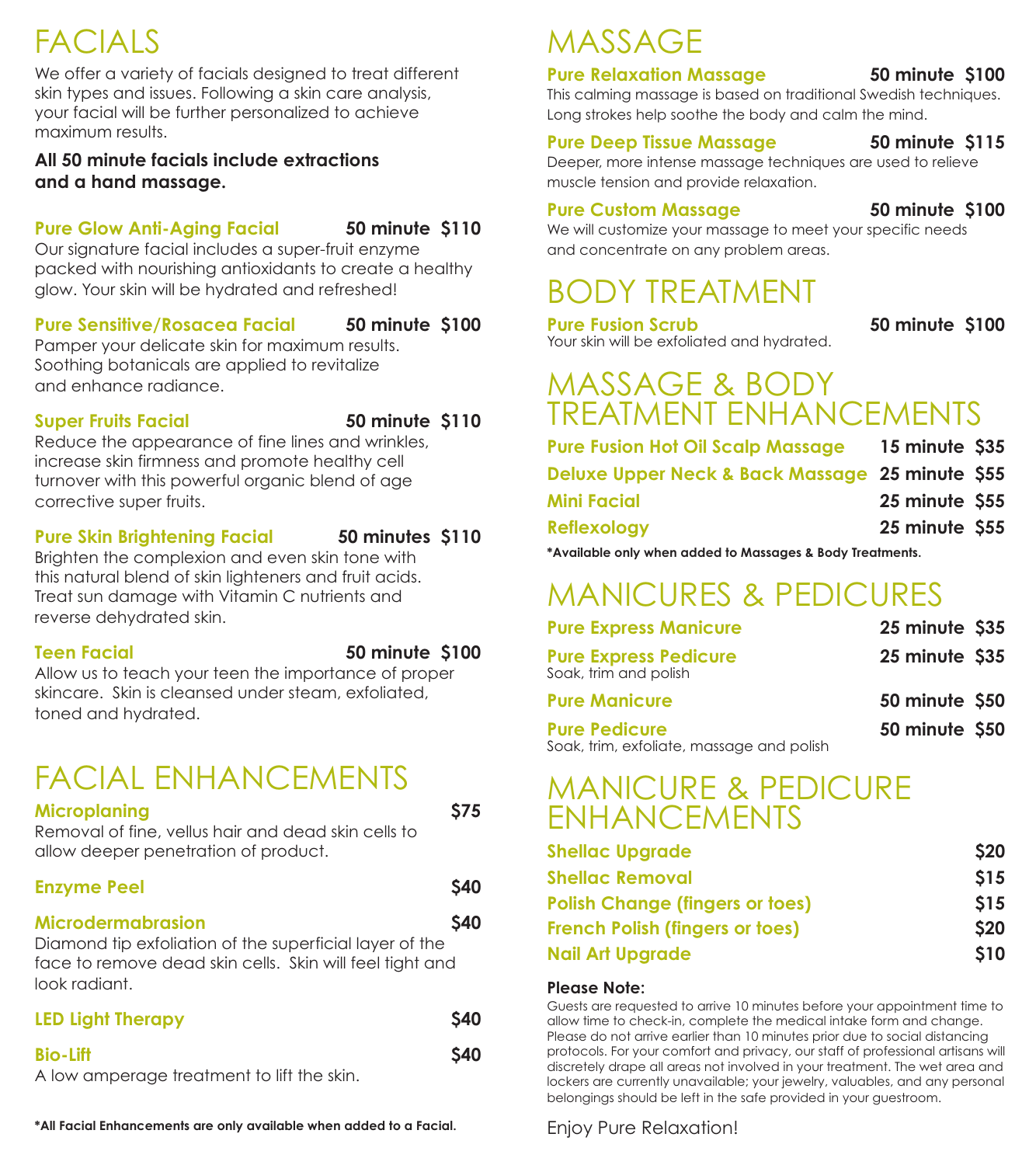# FACIALS

We offer a variety of facials designed to treat different skin types and issues. Following a skin care analysis, your facial will be further personalized to achieve maximum results.

**All 50 minute facials include extractions and a hand massage.**

**Pure Glow Anti-Aging Facial** — **50 minute $110**
Our signature facial includes a super-fruit enzyme packed with nourishing antioxidants to create a healthy glow. Your skin will be hydrated and refreshed!

**Pure Sensitive/Rosacea Facial** — **50 minute $100**
Pamper your delicate skin for maximum results. Soothing botanicals are applied to revitalize and enhance radiance.

**Super Fruits Facial** — **50 minute $110**
Reduce the appearance of fine lines and wrinkles, increase skin firmness and promote healthy cell turnover with this powerful organic blend of age corrective super fruits.

**Pure Skin Brightening Facial** — **50 minutes $110**
Brighten the complexion and even skin tone with this natural blend of skin lighteners and fruit acids. Treat sun damage with Vitamin C nutrients and reverse dehydrated skin.

**Teen Facial** — **50 minute $100**
Allow us to teach your teen the importance of proper skincare. Skin is cleansed under steam, exfoliated, toned and hydrated.

# FACIAL ENHANCEMENTS

**Microplaning** — **$75**
Removal of fine, vellus hair and dead skin cells to allow deeper penetration of product.

**Enzyme Peel** — **$40**

**Microdermabrasion** — **$40**
Diamond tip exfoliation of the superficial layer of the face to remove dead skin cells. Skin will feel tight and look radiant.

**LED Light Therapy** — **$40**

**Bio-Lift** — **$40**
A low amperage treatment to lift the skin.

***All Facial Enhancements are only available when added to a Facial.**

# MASSAGE

**Pure Relaxation Massage** — **50 minute $100**
This calming massage is based on traditional Swedish techniques. Long strokes help soothe the body and calm the mind.

**Pure Deep Tissue Massage** — **50 minute $115**
Deeper, more intense massage techniques are used to relieve muscle tension and provide relaxation.

**Pure Custom Massage** — **50 minute $100**
We will customize your massage to meet your specific needs and concentrate on any problem areas.

# BODY TREATMENT

**Pure Fusion Scrub** — **50 minute $100**
Your skin will be exfoliated and hydrated.

# MASSAGE & BODY TREATMENT ENHANCEMENTS

| | | |
|---|---|---|
| **Pure Fusion Hot Oil Scalp Massage** | **15 minute** | **$35** |
| **Deluxe Upper Neck & Back Massage** | **25 minute** | **$55** |
| **Mini Facial** | **25 minute** | **$55** |
| **Reflexology** | **25 minute** | **$55** |

***Available only when added to Massages & Body Treatments.**

# MANICURES & PEDICURES

| | | |
|---|---|---|
| **Pure Express Manicure** | **25 minute** | **$35** |
| **Pure Express Pedicure**<br>Soak, trim and polish | **25 minute** | **$35** |
| **Pure Manicure** | **50 minute** | **$50** |
| **Pure Pedicure**<br>Soak, trim, exfoliate, massage and polish | **50 minute** | **$50** |

# MANICURE & PEDICURE ENHANCEMENTS

| | |
|---|---|
| **Shellac Upgrade** | **$20** |
| **Shellac Removal** | **$15** |
| **Polish Change (fingers or toes)** | **$15** |
| **French Polish (fingers or toes)** | **$20** |
| **Nail Art Upgrade** | **$10** |

**Please Note:**
Guests are requested to arrive 10 minutes before your appointment time to allow time to check-in, complete the medical intake form and change. Please do not arrive earlier than 10 minutes prior due to social distancing protocols. For your comfort and privacy, our staff of professional artisans will discretely drape all areas not involved in your treatment. The wet area and lockers are currently unavailable; your jewelry, valuables, and any personal belongings should be left in the safe provided in your guestroom.

Enjoy Pure Relaxation!